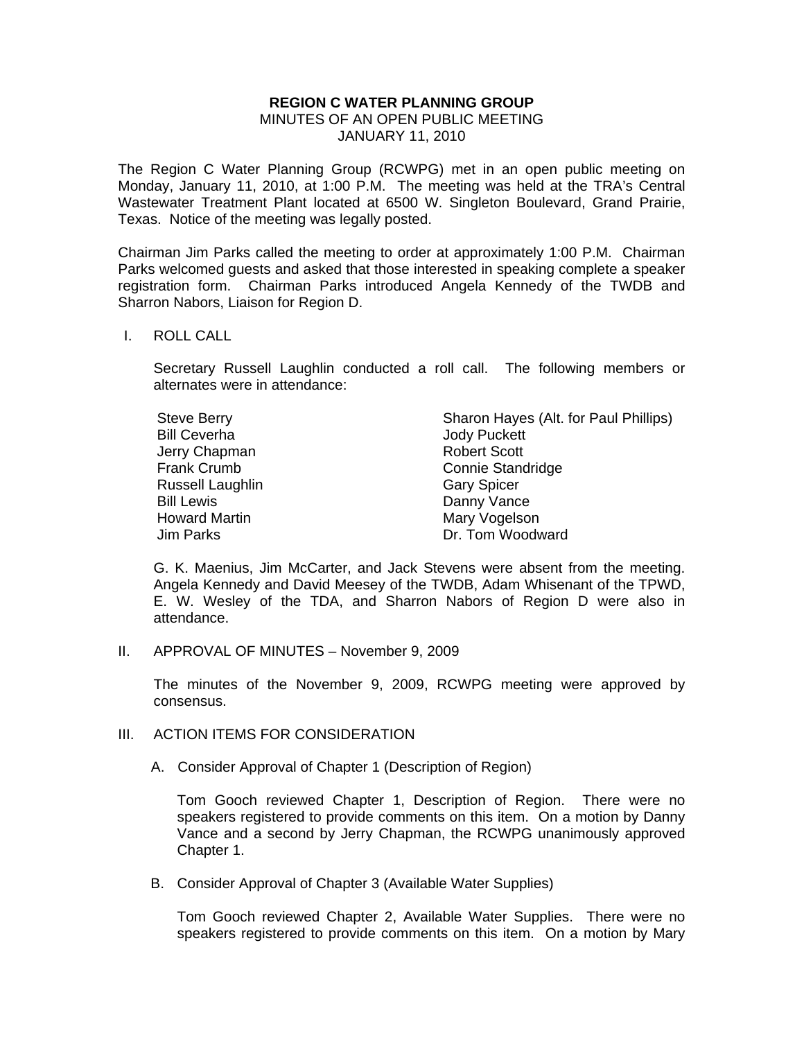**REGION C WATER PLANNING GROUP**
MINUTES OF AN OPEN PUBLIC MEETING
JANUARY 11, 2010

The Region C Water Planning Group (RCWPG) met in an open public meeting on Monday, January 11, 2010, at 1:00 P.M. The meeting was held at the TRA's Central Wastewater Treatment Plant located at 6500 W. Singleton Boulevard, Grand Prairie, Texas. Notice of the meeting was legally posted.

Chairman Jim Parks called the meeting to order at approximately 1:00 P.M. Chairman Parks welcomed guests and asked that those interested in speaking complete a speaker registration form. Chairman Parks introduced Angela Kennedy of the TWDB and Sharron Nabors, Liaison for Region D.

I. ROLL CALL

Secretary Russell Laughlin conducted a roll call. The following members or alternates were in attendance:

| | |
|---|---|
| Steve Berry | Sharon Hayes (Alt. for Paul Phillips) |
| Bill Ceverha | Jody Puckett |
| Jerry Chapman | Robert Scott |
| Frank Crumb | Connie Standridge |
| Russell Laughlin | Gary Spicer |
| Bill Lewis | Danny Vance |
| Howard Martin | Mary Vogelson |
| Jim Parks | Dr. Tom Woodward |

G. K. Maenius, Jim McCarter, and Jack Stevens were absent from the meeting. Angela Kennedy and David Meesey of the TWDB, Adam Whisenant of the TPWD, E. W. Wesley of the TDA, and Sharron Nabors of Region D were also in attendance.

II. APPROVAL OF MINUTES – November 9, 2009

The minutes of the November 9, 2009, RCWPG meeting were approved by consensus.

III. ACTION ITEMS FOR CONSIDERATION

A. Consider Approval of Chapter 1 (Description of Region)

Tom Gooch reviewed Chapter 1, Description of Region. There were no speakers registered to provide comments on this item. On a motion by Danny Vance and a second by Jerry Chapman, the RCWPG unanimously approved Chapter 1.

B. Consider Approval of Chapter 3 (Available Water Supplies)

Tom Gooch reviewed Chapter 2, Available Water Supplies. There were no speakers registered to provide comments on this item. On a motion by Mary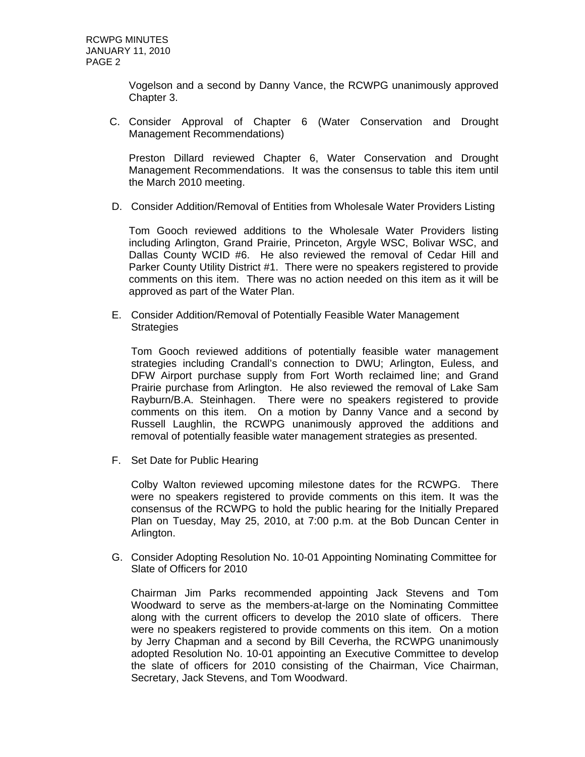Vogelson and a second by Danny Vance, the RCWPG unanimously approved Chapter 3.

C. Consider Approval of Chapter 6 (Water Conservation and Drought Management Recommendations)

   Preston Dillard reviewed Chapter 6, Water Conservation and Drought Management Recommendations. It was the consensus to table this item until the March 2010 meeting.

D. Consider Addition/Removal of Entities from Wholesale Water Providers Listing

   Tom Gooch reviewed additions to the Wholesale Water Providers listing including Arlington, Grand Prairie, Princeton, Argyle WSC, Bolivar WSC, and Dallas County WCID #6. He also reviewed the removal of Cedar Hill and Parker County Utility District #1. There were no speakers registered to provide comments on this item. There was no action needed on this item as it will be approved as part of the Water Plan.

E. Consider Addition/Removal of Potentially Feasible Water Management Strategies

   Tom Gooch reviewed additions of potentially feasible water management strategies including Crandall's connection to DWU; Arlington, Euless, and DFW Airport purchase supply from Fort Worth reclaimed line; and Grand Prairie purchase from Arlington. He also reviewed the removal of Lake Sam Rayburn/B.A. Steinhagen. There were no speakers registered to provide comments on this item. On a motion by Danny Vance and a second by Russell Laughlin, the RCWPG unanimously approved the additions and removal of potentially feasible water management strategies as presented.

F. Set Date for Public Hearing

   Colby Walton reviewed upcoming milestone dates for the RCWPG. There were no speakers registered to provide comments on this item. It was the consensus of the RCWPG to hold the public hearing for the Initially Prepared Plan on Tuesday, May 25, 2010, at 7:00 p.m. at the Bob Duncan Center in Arlington.

G. Consider Adopting Resolution No. 10-01 Appointing Nominating Committee for Slate of Officers for 2010

   Chairman Jim Parks recommended appointing Jack Stevens and Tom Woodward to serve as the members-at-large on the Nominating Committee along with the current officers to develop the 2010 slate of officers. There were no speakers registered to provide comments on this item. On a motion by Jerry Chapman and a second by Bill Ceverha, the RCWPG unanimously adopted Resolution No. 10-01 appointing an Executive Committee to develop the slate of officers for 2010 consisting of the Chairman, Vice Chairman, Secretary, Jack Stevens, and Tom Woodward.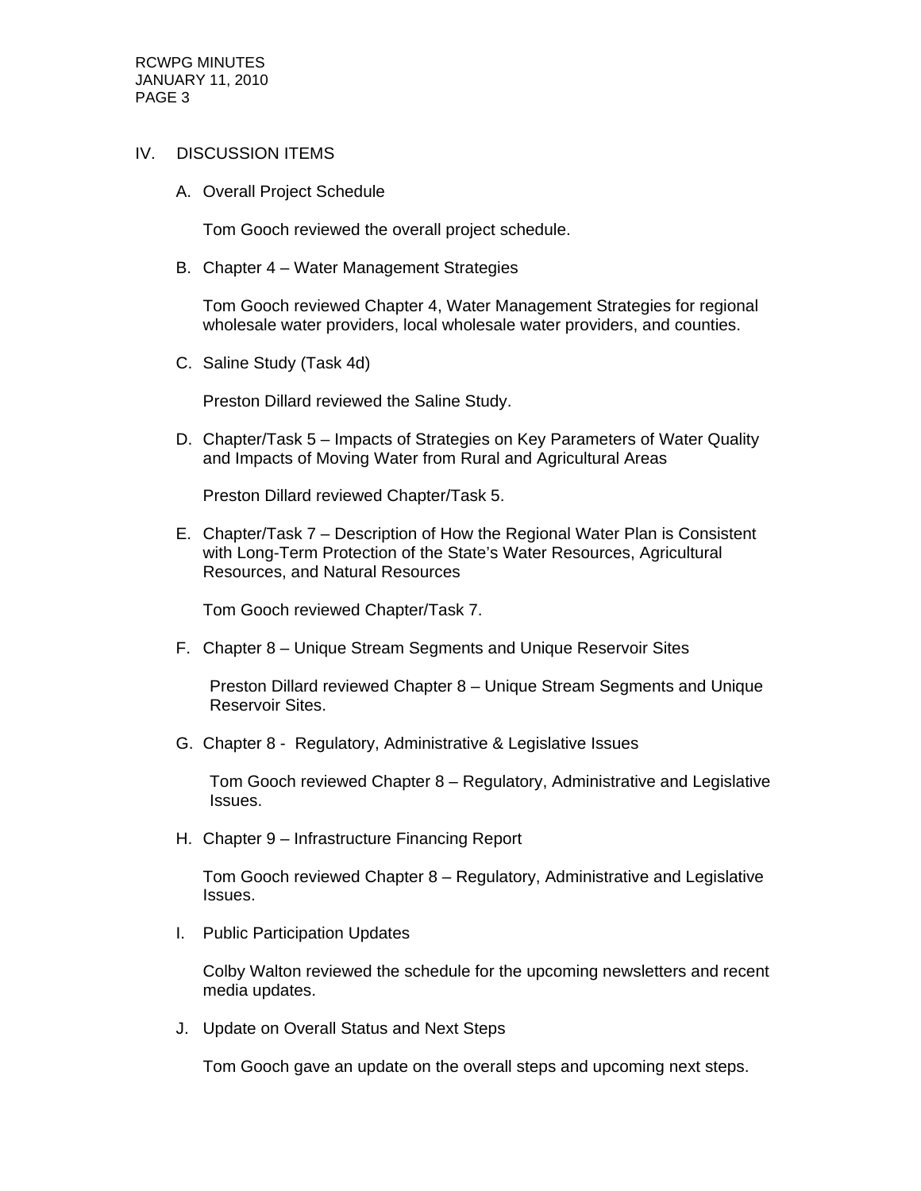## IV. DISCUSSION ITEMS

A. Overall Project Schedule

Tom Gooch reviewed the overall project schedule.

B. Chapter 4 – Water Management Strategies

Tom Gooch reviewed Chapter 4, Water Management Strategies for regional wholesale water providers, local wholesale water providers, and counties.

C. Saline Study (Task 4d)

Preston Dillard reviewed the Saline Study.

D. Chapter/Task 5 – Impacts of Strategies on Key Parameters of Water Quality and Impacts of Moving Water from Rural and Agricultural Areas

Preston Dillard reviewed Chapter/Task 5.

E. Chapter/Task 7 – Description of How the Regional Water Plan is Consistent with Long-Term Protection of the State's Water Resources, Agricultural Resources, and Natural Resources

Tom Gooch reviewed Chapter/Task 7.

F. Chapter 8 – Unique Stream Segments and Unique Reservoir Sites

Preston Dillard reviewed Chapter 8 – Unique Stream Segments and Unique Reservoir Sites.

G. Chapter 8 - Regulatory, Administrative & Legislative Issues

Tom Gooch reviewed Chapter 8 – Regulatory, Administrative and Legislative Issues.

H. Chapter 9 – Infrastructure Financing Report

Tom Gooch reviewed Chapter 8 – Regulatory, Administrative and Legislative Issues.

I. Public Participation Updates

Colby Walton reviewed the schedule for the upcoming newsletters and recent media updates.

J. Update on Overall Status and Next Steps

Tom Gooch gave an update on the overall steps and upcoming next steps.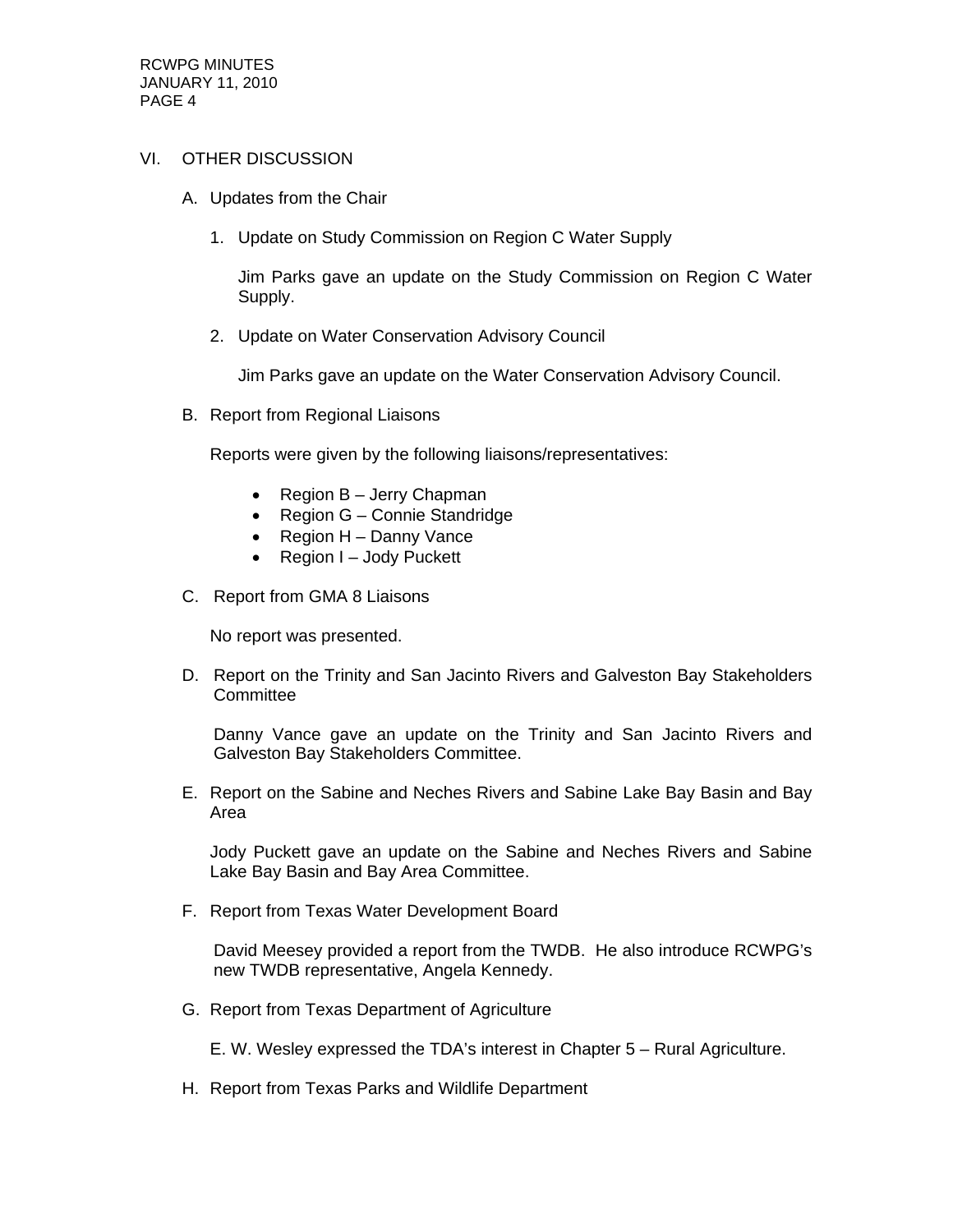## VI. OTHER DISCUSSION

### A. Updates from the Chair

1. Update on Study Commission on Region C Water Supply

   Jim Parks gave an update on the Study Commission on Region C Water Supply.

2. Update on Water Conservation Advisory Council

   Jim Parks gave an update on the Water Conservation Advisory Council.

### B. Report from Regional Liaisons

Reports were given by the following liaisons/representatives:

- Region B – Jerry Chapman
- Region G – Connie Standridge
- Region H – Danny Vance
- Region I – Jody Puckett

### C. Report from GMA 8 Liaisons

No report was presented.

### D. Report on the Trinity and San Jacinto Rivers and Galveston Bay Stakeholders Committee

Danny Vance gave an update on the Trinity and San Jacinto Rivers and Galveston Bay Stakeholders Committee.

### E. Report on the Sabine and Neches Rivers and Sabine Lake Bay Basin and Bay Area

Jody Puckett gave an update on the Sabine and Neches Rivers and Sabine Lake Bay Basin and Bay Area Committee.

### F. Report from Texas Water Development Board

David Meesey provided a report from the TWDB. He also introduce RCWPG's new TWDB representative, Angela Kennedy.

### G. Report from Texas Department of Agriculture

E. W. Wesley expressed the TDA's interest in Chapter 5 – Rural Agriculture.

### H. Report from Texas Parks and Wildlife Department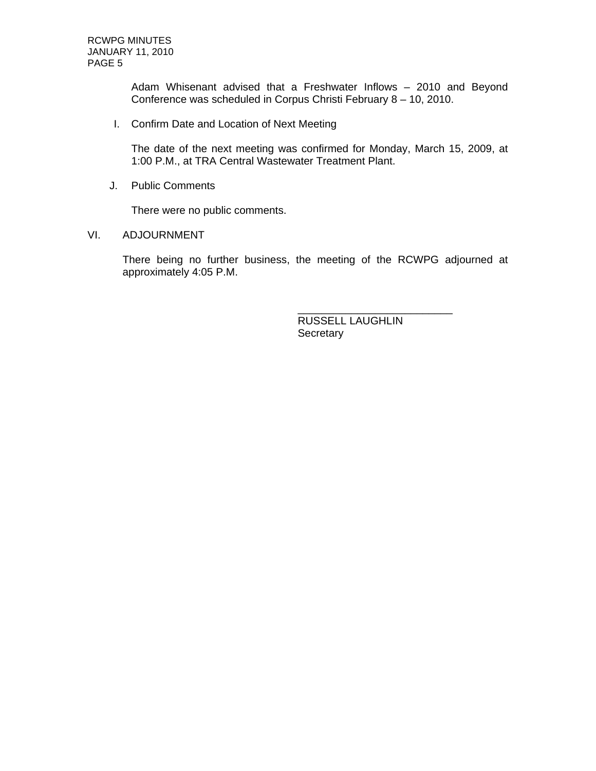Adam Whisenant advised that a Freshwater Inflows – 2010 and Beyond Conference was scheduled in Corpus Christi February 8 – 10, 2010.

I. Confirm Date and Location of Next Meeting

The date of the next meeting was confirmed for Monday, March 15, 2009, at 1:00 P.M., at TRA Central Wastewater Treatment Plant.

J. Public Comments

There were no public comments.

VI. ADJOURNMENT

There being no further business, the meeting of the RCWPG adjourned at approximately 4:05 P.M.

\_\_\_\_\_\_\_\_\_\_\_\_\_\_\_\_\_\_\_\_\_\_\_\_\_\_\_

RUSSELL LAUGHLIN
Secretary